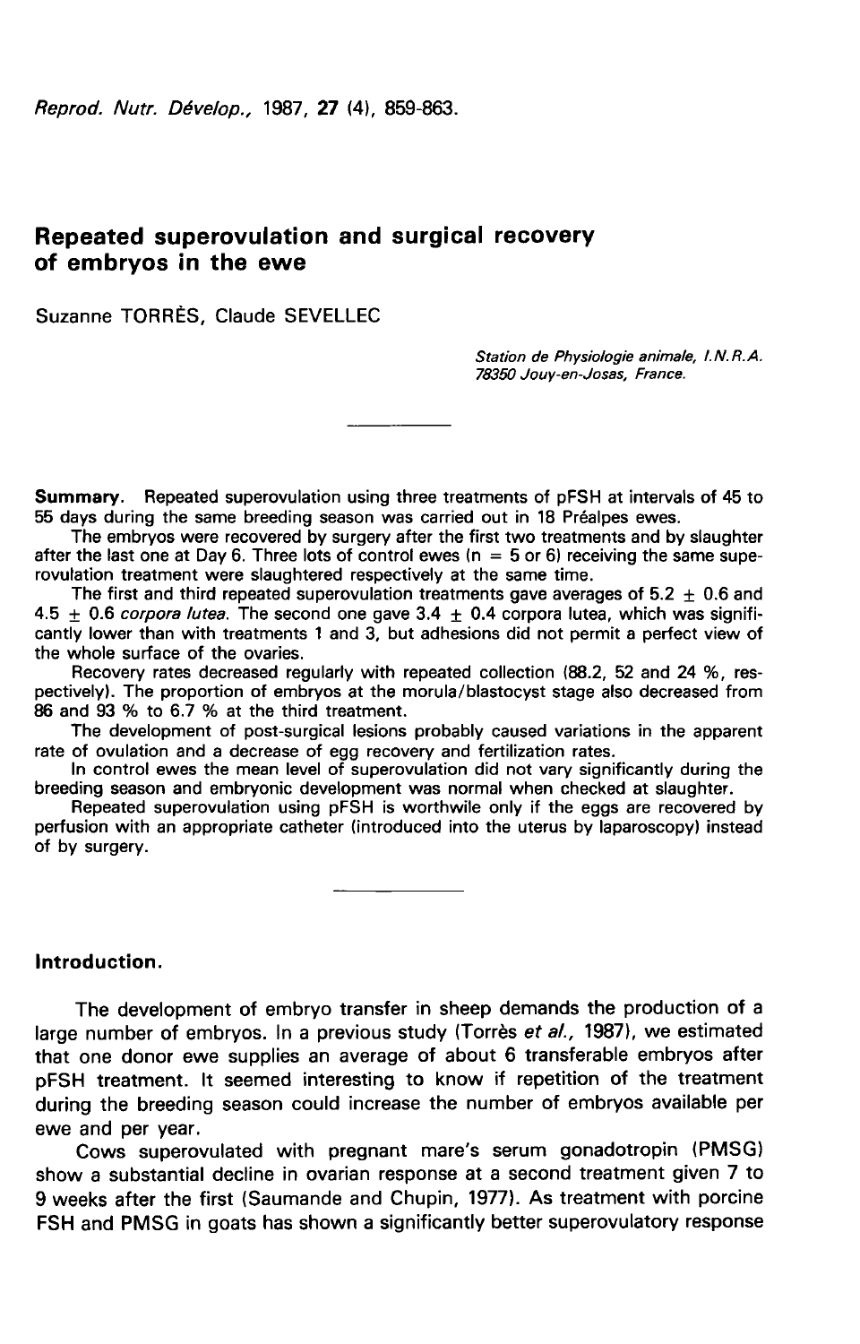# Repeated superovulation and surgical recovery of embryos in the ewe

Suzanne TORRÈS, Claude SEVELLEC

*Station de Physiologie animale, I.N.R.A.*
*78350 Jouy-en-Josas, France.*

---

**Summary.** Repeated superovulation using three treatments of pFSH at intervals of 45 to 55 days during the same breeding season was carried out in 18 Préalpes ewes.

The embryos were recovered by surgery after the first two treatments and by slaughter after the last one at Day 6. Three lots of control ewes ($n = 5$ or 6) receiving the same superovulation treatment were slaughtered respectively at the same time.

The first and third repeated superovulation treatments gave averages of $5.2 \pm 0.6$ and $4.5 \pm 0.6$ *corpora lutea*. The second one gave $3.4 \pm 0.4$ corpora lutea, which was significantly lower than with treatments 1 and 3, but adhesions did not permit a perfect view of the whole surface of the ovaries.

Recovery rates decreased regularly with repeated collection (88.2, 52 and 24 %, respectively). The proportion of embryos at the morula/blastocyst stage also decreased from 86 and 93 % to 6.7 % at the third treatment.

The development of post-surgical lesions probably caused variations in the apparent rate of ovulation and a decrease of egg recovery and fertilization rates.

In control ewes the mean level of superovulation did not vary significantly during the breeding season and embryonic development was normal when checked at slaughter.

Repeated superovulation using pFSH is worthwile only if the eggs are recovered by perfusion with an appropriate catheter (introduced into the uterus by laparoscopy) instead of by surgery.

---

## Introduction.

The development of embryo transfer in sheep demands the production of a large number of embryos. In a previous study (Torrès *et al.*, 1987), we estimated that one donor ewe supplies an average of about 6 transferable embryos after pFSH treatment. It seemed interesting to know if repetition of the treatment during the breeding season could increase the number of embryos available per ewe and per year.

Cows superovulated with pregnant mare's serum gonadotropin (PMSG) show a substantial decline in ovarian response at a second treatment given 7 to 9 weeks after the first (Saumande and Chupin, 1977). As treatment with porcine FSH and PMSG in goats has shown a significantly better superovulatory response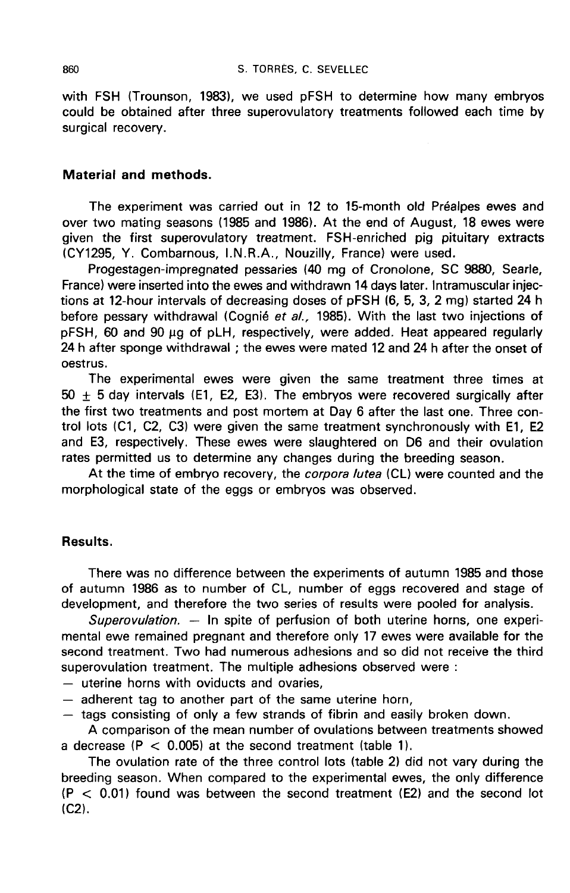with FSH (Trounson, 1983), we used pFSH to determine how many embryos could be obtained after three superovulatory treatments followed each time by surgical recovery.

## Material and methods.

The experiment was carried out in 12 to 15-month old Préalpes ewes and over two mating seasons (1985 and 1986). At the end of August, 18 ewes were given the first superovulatory treatment. FSH-enriched pig pituitary extracts (CY1295, Y. Combarnous, I.N.R.A., Nouzilly, France) were used.

Progestagen-impregnated pessaries (40 mg of Cronolone, SC 9880, Searle, France) were inserted into the ewes and withdrawn 14 days later. Intramuscular injections at 12-hour intervals of decreasing doses of pFSH (6, 5, 3, 2 mg) started 24 h before pessary withdrawal (Cognié *et al.*, 1985). With the last two injections of pFSH, 60 and 90 µg of pLH, respectively, were added. Heat appeared regularly 24 h after sponge withdrawal ; the ewes were mated 12 and 24 h after the onset of oestrus.

The experimental ewes were given the same treatment three times at $50 \pm 5$ day intervals (E1, E2, E3). The embryos were recovered surgically after the first two treatments and post mortem at Day 6 after the last one. Three control lots (C1, C2, C3) were given the same treatment synchronously with E1, E2 and E3, respectively. These ewes were slaughtered on D6 and their ovulation rates permitted us to determine any changes during the breeding season.

At the time of embryo recovery, the *corpora lutea* (CL) were counted and the morphological state of the eggs or embryos was observed.

## Results.

There was no difference between the experiments of autumn 1985 and those of autumn 1986 as to number of CL, number of eggs recovered and stage of development, and therefore the two series of results were pooled for analysis.

*Superovulation.* — In spite of perfusion of both uterine horns, one experimental ewe remained pregnant and therefore only 17 ewes were available for the second treatment. Two had numerous adhesions and so did not receive the third superovulation treatment. The multiple adhesions observed were :

- uterine horns with oviducts and ovaries,
- adherent tag to another part of the same uterine horn,
- tags consisting of only a few strands of fibrin and easily broken down.

A comparison of the mean number of ovulations between treatments showed a decrease ($P < 0.005$) at the second treatment (table 1).

The ovulation rate of the three control lots (table 2) did not vary during the breeding season. When compared to the experimental ewes, the only difference ($P < 0.01$) found was between the second treatment (E2) and the second lot (C2).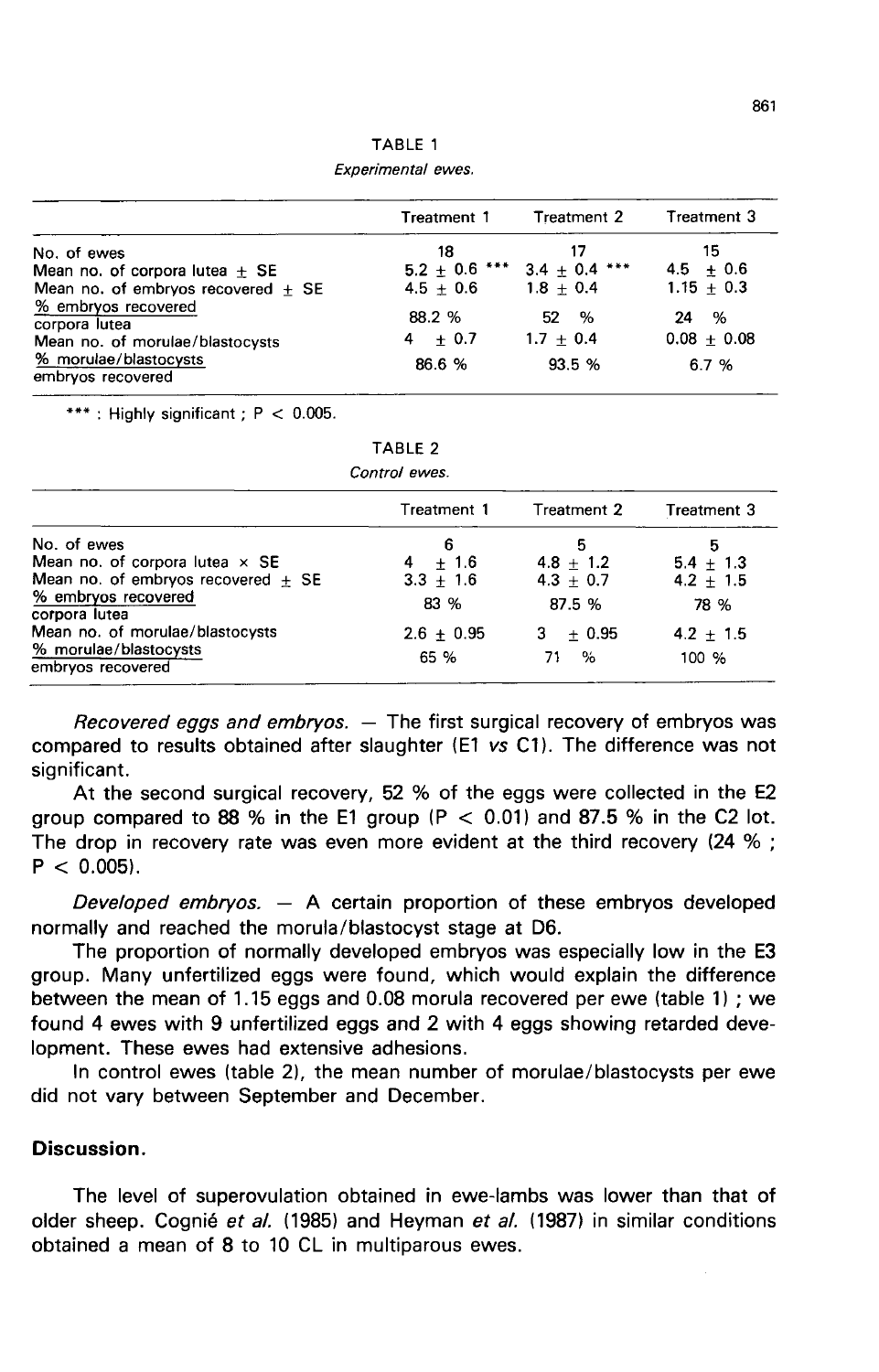TABLE 1

*Experimental ewes.*

| | Treatment 1 | Treatment 2 | Treatment 3 |
|---|---|---|---|
| No. of ewes | 18 | 17 | 15 |
| Mean no. of corpora lutea ± SE | 5.2 ± 0.6 *** | 3.4 ± 0.4 *** | 4.5 ± 0.6 |
| Mean no. of embryos recovered ± SE | 4.5 ± 0.6 | 1.8 ± 0.4 | 1.15 ± 0.3 |
| % embryos recovered / corpora lutea | 88.2 % | 52 % | 24 % |
| Mean no. of morulae/blastocysts | 4 ± 0.7 | 1.7 ± 0.4 | 0.08 ± 0.08 |
| % morulae/blastocysts / embryos recovered | 86.6 % | 93.5 % | 6.7 % |

*** : Highly significant ; $P < 0.005$.

TABLE 2

*Control ewes.*

| | Treatment 1 | Treatment 2 | Treatment 3 |
|---|---|---|---|
| No. of ewes | 6 | 5 | 5 |
| Mean no. of corpora lutea × SE | 4 ± 1.6 | 4.8 ± 1.2 | 5.4 ± 1.3 |
| Mean no. of embryos recovered ± SE | 3.3 ± 1.6 | 4.3 ± 0.7 | 4.2 ± 1.5 |
| % embryos recovered / corpora lutea | 83 % | 87.5 % | 78 % |
| Mean no. of morulae/blastocysts | 2.6 ± 0.95 | 3 ± 0.95 | 4.2 ± 1.5 |
| % morulae/blastocysts / embryos recovered | 65 % | 71 % | 100 % |

*Recovered eggs and embryos.* — The first surgical recovery of embryos was compared to results obtained after slaughter (E1 *vs* C1). The difference was not significant.

At the second surgical recovery, 52 % of the eggs were collected in the E2 group compared to 88 % in the E1 group ($P < 0.01$) and 87.5 % in the C2 lot. The drop in recovery rate was even more evident at the third recovery (24 % ; $P < 0.005$).

*Developed embryos.* — A certain proportion of these embryos developed normally and reached the morula/blastocyst stage at D6.

The proportion of normally developed embryos was especially low in the E3 group. Many unfertilized eggs were found, which would explain the difference between the mean of 1.15 eggs and 0.08 morula recovered per ewe (table 1) ; we found 4 ewes with 9 unfertilized eggs and 2 with 4 eggs showing retarded development. These ewes had extensive adhesions.

In control ewes (table 2), the mean number of morulae/blastocysts per ewe did not vary between September and December.

## Discussion.

The level of superovulation obtained in ewe-lambs was lower than that of older sheep. Cognié *et al.* (1985) and Heyman *et al.* (1987) in similar conditions obtained a mean of 8 to 10 CL in multiparous ewes.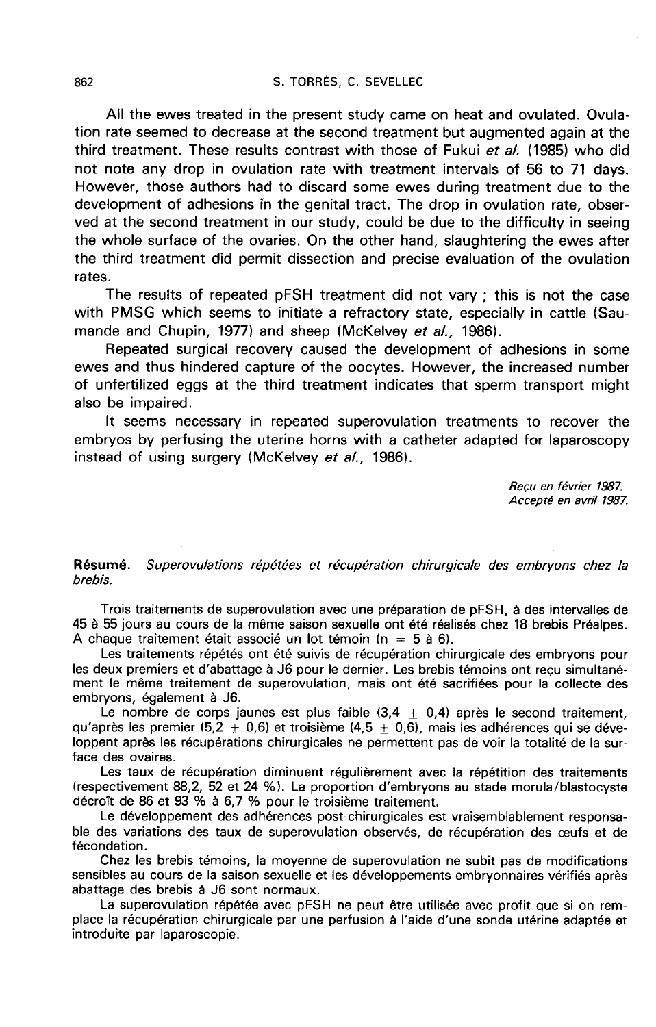All the ewes treated in the present study came on heat and ovulated. Ovulation rate seemed to decrease at the second treatment but augmented again at the third treatment. These results contrast with those of Fukui *et al.* (1985) who did not note any drop in ovulation rate with treatment intervals of 56 to 71 days. However, those authors had to discard some ewes during treatment due to the development of adhesions in the genital tract. The drop in ovulation rate, observed at the second treatment in our study, could be due to the difficulty in seeing the whole surface of the ovaries. On the other hand, slaughtering the ewes after the third treatment did permit dissection and precise evaluation of the ovulation rates.

The results of repeated pFSH treatment did not vary ; this is not the case with PMSG which seems to initiate a refractory state, especially in cattle (Saumande and Chupin, 1977) and sheep (McKelvey *et al.,* 1986).

Repeated surgical recovery caused the development of adhesions in some ewes and thus hindered capture of the oocytes. However, the increased number of unfertilized eggs at the third treatment indicates that sperm transport might also be impaired.

It seems necessary in repeated superovulation treatments to recover the embryos by perfusing the uterine horns with a catheter adapted for laparoscopy instead of using surgery (McKelvey *et al.,* 1986).

*Reçu en février 1987.*
*Accepté en avril 1987.*

**Résumé.** *Superovulations répétées et récupération chirurgicale des embryons chez la brebis.*

Trois traitements de superovulation avec une préparation de pFSH, à des intervalles de 45 à 55 jours au cours de la même saison sexuelle ont été réalisés chez 18 brebis Préalpes. A chaque traitement était associé un lot témoin ($n = 5$ à 6).

Les traitements répétés ont été suivis de récupération chirurgicale des embryons pour les deux premiers et d'abattage à J6 pour le dernier. Les brebis témoins ont reçu simultanément le même traitement de superovulation, mais ont été sacrifiées pour la collecte des embryons, également à J6.

Le nombre de corps jaunes est plus faible ($3,4 \pm 0,4$) après le second traitement, qu'après les premier ($5,2 \pm 0,6$) et troisième ($4,5 \pm 0,6$), mais les adhérences qui se développent après les récupérations chirurgicales ne permettent pas de voir la totalité de la surface des ovaires.

Les taux de récupération diminuent régulièrement avec la répétition des traitements (respectivement 88,2, 52 et 24 %). La proportion d'embryons au stade morula/blastocyste décroît de 86 et 93 % à 6,7 % pour le troisième traitement.

Le développement des adhérences post-chirurgicales est vraisemblablement responsable des variations des taux de superovulation observés, de récupération des œufs et de fécondation.

Chez les brebis témoins, la moyenne de superovulation ne subit pas de modifications sensibles au cours de la saison sexuelle et les développements embryonnaires vérifiés après abattage des brebis à J6 sont normaux.

La superovulation répétée avec pFSH ne peut être utilisée avec profit que si on remplace la récupération chirurgicale par une perfusion à l'aide d'une sonde utérine adaptée et introduite par laparoscopie.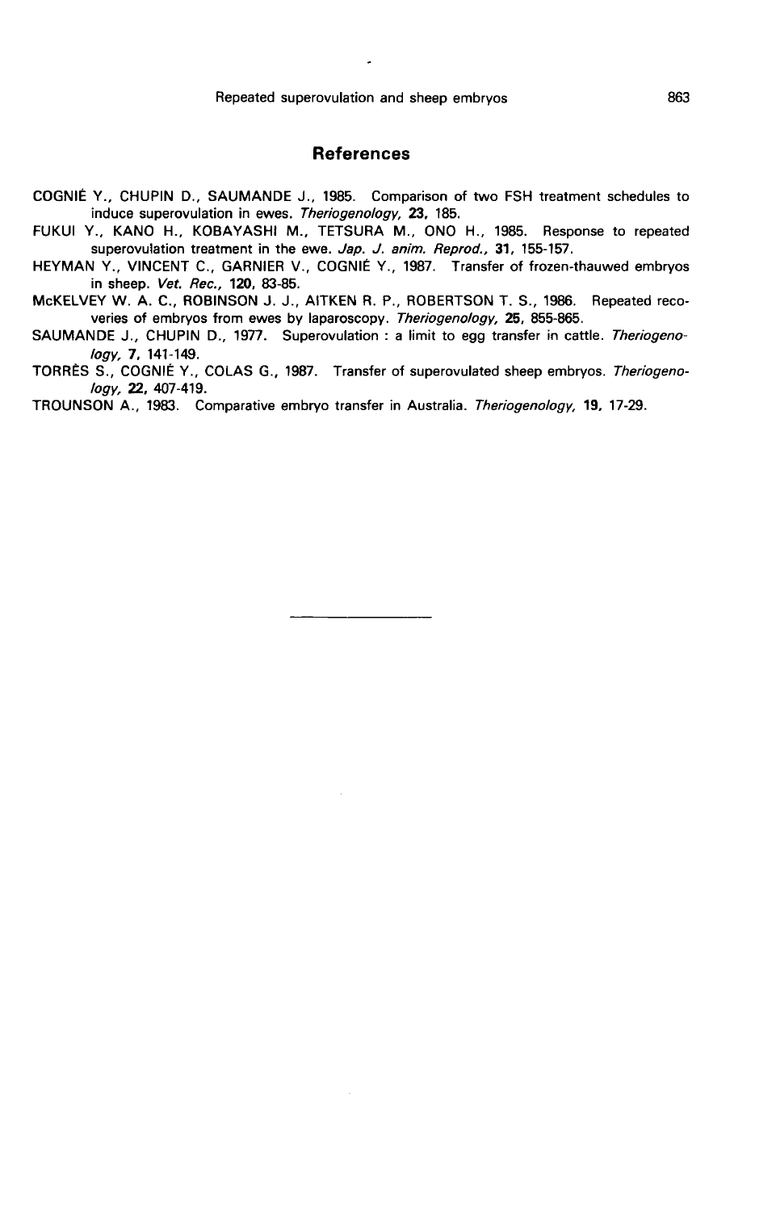## References

COGNIÉ Y., CHUPIN D., SAUMANDE J., 1985. Comparison of two FSH treatment schedules to induce superovulation in ewes. *Theriogenology*, **23**, 185.

FUKUI Y., KANO H., KOBAYASHI M., TETSURA M., ONO H., 1985. Response to repeated superovulation treatment in the ewe. *Jap. J. anim. Reprod.*, **31**, 155-157.

HEYMAN Y., VINCENT C., GARNIER V., COGNIÉ Y., 1987. Transfer of frozen-thauwed embryos in sheep. *Vet. Rec.*, **120**, 83-85.

McKELVEY W. A. C., ROBINSON J. J., AITKEN R. P., ROBERTSON T. S., 1986. Repeated recoveries of embryos from ewes by laparoscopy. *Theriogenology*, **25**, 855-865.

SAUMANDE J., CHUPIN D., 1977. Superovulation : a limit to egg transfer in cattle. *Theriogenology*, **7**, 141-149.

TORRÈS S., COGNIÉ Y., COLAS G., 1987. Transfer of superovulated sheep embryos. *Theriogenology*, **22**, 407-419.

TROUNSON A., 1983. Comparative embryo transfer in Australia. *Theriogenology*, **19**, 17-29.